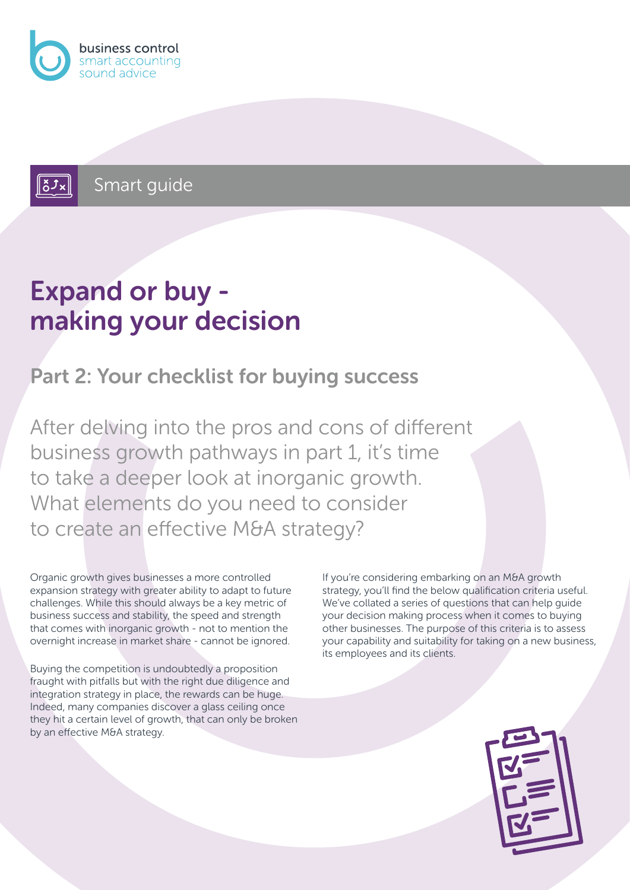business control
smart accounting
sound advice

Smart guide

# Expand or buy - making your decision

## Part 2: Your checklist for buying success

After delving into the pros and cons of different business growth pathways in part 1, it's time to take a deeper look at inorganic growth. What elements do you need to consider to create an effective M&A strategy?

Organic growth gives businesses a more controlled expansion strategy with greater ability to adapt to future challenges. While this should always be a key metric of business success and stability, the speed and strength that comes with inorganic growth - not to mention the overnight increase in market share - cannot be ignored.

Buying the competition is undoubtedly a proposition fraught with pitfalls but with the right due diligence and integration strategy in place, the rewards can be huge. Indeed, many companies discover a glass ceiling once they hit a certain level of growth, that can only be broken by an effective M&A strategy.

If you're considering embarking on an M&A growth strategy, you'll find the below qualification criteria useful. We've collated a series of questions that can help guide your decision making process when it comes to buying other businesses. The purpose of this criteria is to assess your capability and suitability for taking on a new business, its employees and its clients.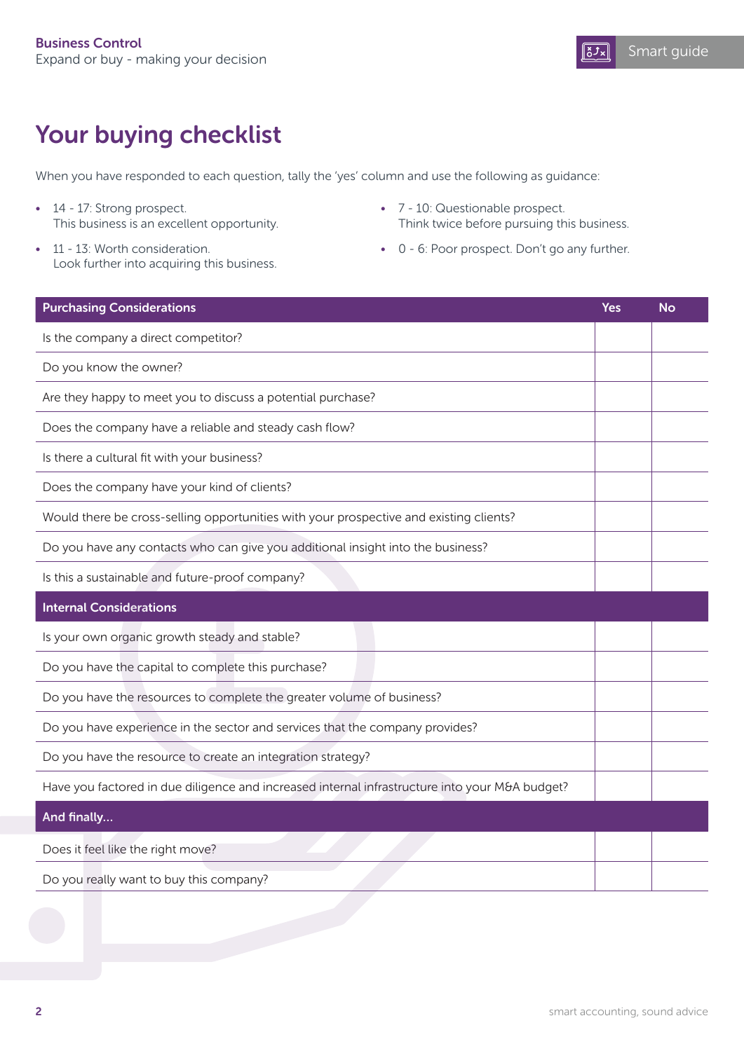# Your buying checklist

When you have responded to each question, tally the 'yes' column and use the following as guidance:

- 14 - 17: Strong prospect.
  This business is an excellent opportunity.
- 11 - 13: Worth consideration.
  Look further into acquiring this business.
- 7 - 10: Questionable prospect.
  Think twice before pursuing this business.
- 0 - 6: Poor prospect. Don't go any further.

| Purchasing Considerations | Yes | No |
|---|---|---|
| Is the company a direct competitor? | | |
| Do you know the owner? | | |
| Are they happy to meet you to discuss a potential purchase? | | |
| Does the company have a reliable and steady cash flow? | | |
| Is there a cultural fit with your business? | | |
| Does the company have your kind of clients? | | |
| Would there be cross-selling opportunities with your prospective and existing clients? | | |
| Do you have any contacts who can give you additional insight into the business? | | |
| Is this a sustainable and future-proof company? | | |
| **Internal Considerations** | | |
| Is your own organic growth steady and stable? | | |
| Do you have the capital to complete this purchase? | | |
| Do you have the resources to complete the greater volume of business? | | |
| Do you have experience in the sector and services that the company provides? | | |
| Do you have the resource to create an integration strategy? | | |
| Have you factored in due diligence and increased internal infrastructure into your M&A budget? | | |
| **And finally...** | | |
| Does it feel like the right move? | | |
| Do you really want to buy this company? | | |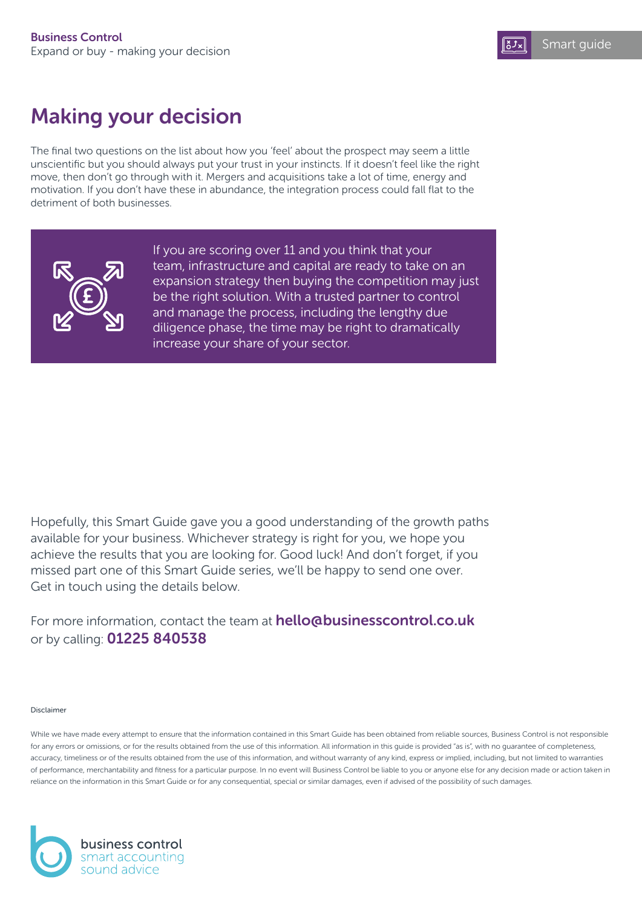# Making your decision

The final two questions on the list about how you 'feel' about the prospect may seem a little unscientific but you should always put your trust in your instincts. If it doesn't feel like the right move, then don't go through with it. Mergers and acquisitions take a lot of time, energy and motivation. If you don't have these in abundance, the integration process could fall flat to the detriment of both businesses.

If you are scoring over 11 and you think that your team, infrastructure and capital are ready to take on an expansion strategy then buying the competition may just be the right solution. With a trusted partner to control and manage the process, including the lengthy due diligence phase, the time may be right to dramatically increase your share of your sector.

Hopefully, this Smart Guide gave you a good understanding of the growth paths available for your business. Whichever strategy is right for you, we hope you achieve the results that you are looking for. Good luck! And don't forget, if you missed part one of this Smart Guide series, we'll be happy to send one over. Get in touch using the details below.

For more information, contact the team at **hello@businesscontrol.co.uk** or by calling: **01225 840538**

Disclaimer

While we have made every attempt to ensure that the information contained in this Smart Guide has been obtained from reliable sources, Business Control is not responsible for any errors or omissions, or for the results obtained from the use of this information. All information in this guide is provided "as is", with no guarantee of completeness, accuracy, timeliness or of the results obtained from the use of this information, and without warranty of any kind, express or implied, including, but not limited to warranties of performance, merchantability and fitness for a particular purpose. In no event will Business Control be liable to you or anyone else for any decision made or action taken in reliance on the information in this Smart Guide or for any consequential, special or similar damages, even if advised of the possibility of such damages.

business control
smart accounting
sound advice